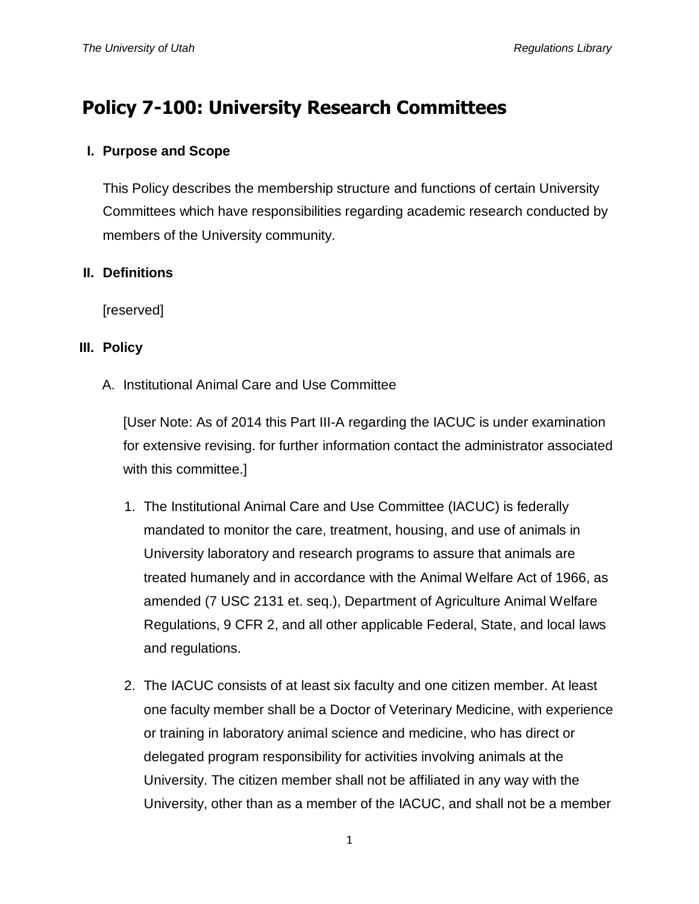# Policy 7-100: University Research Committees

## I. Purpose and Scope

This Policy describes the membership structure and functions of certain University Committees which have responsibilities regarding academic research conducted by members of the University community.

## II. Definitions

[reserved]

## III. Policy

### A. Institutional Animal Care and Use Committee

[User Note: As of 2014 this Part III-A regarding the IACUC is under examination for extensive revising. for further information contact the administrator associated with this committee.]

1. The Institutional Animal Care and Use Committee (IACUC) is federally mandated to monitor the care, treatment, housing, and use of animals in University laboratory and research programs to assure that animals are treated humanely and in accordance with the Animal Welfare Act of 1966, as amended (7 USC 2131 et. seq.), Department of Agriculture Animal Welfare Regulations, 9 CFR 2, and all other applicable Federal, State, and local laws and regulations.

2. The IACUC consists of at least six faculty and one citizen member. At least one faculty member shall be a Doctor of Veterinary Medicine, with experience or training in laboratory animal science and medicine, who has direct or delegated program responsibility for activities involving animals at the University. The citizen member shall not be affiliated in any way with the University, other than as a member of the IACUC, and shall not be a member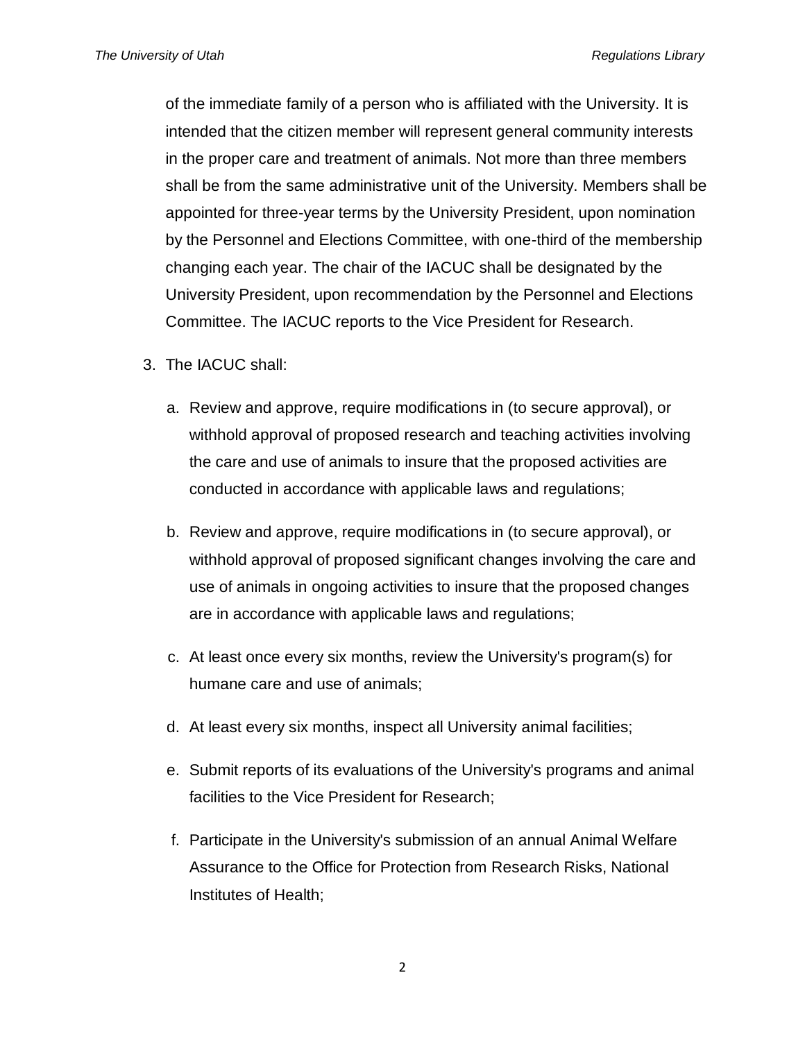of the immediate family of a person who is affiliated with the University. It is intended that the citizen member will represent general community interests in the proper care and treatment of animals. Not more than three members shall be from the same administrative unit of the University. Members shall be appointed for three-year terms by the University President, upon nomination by the Personnel and Elections Committee, with one-third of the membership changing each year. The chair of the IACUC shall be designated by the University President, upon recommendation by the Personnel and Elections Committee. The IACUC reports to the Vice President for Research.

3. The IACUC shall:

   a. Review and approve, require modifications in (to secure approval), or withhold approval of proposed research and teaching activities involving the care and use of animals to insure that the proposed activities are conducted in accordance with applicable laws and regulations;

   b. Review and approve, require modifications in (to secure approval), or withhold approval of proposed significant changes involving the care and use of animals in ongoing activities to insure that the proposed changes are in accordance with applicable laws and regulations;

   c. At least once every six months, review the University's program(s) for humane care and use of animals;

   d. At least every six months, inspect all University animal facilities;

   e. Submit reports of its evaluations of the University's programs and animal facilities to the Vice President for Research;

   f. Participate in the University's submission of an annual Animal Welfare Assurance to the Office for Protection from Research Risks, National Institutes of Health;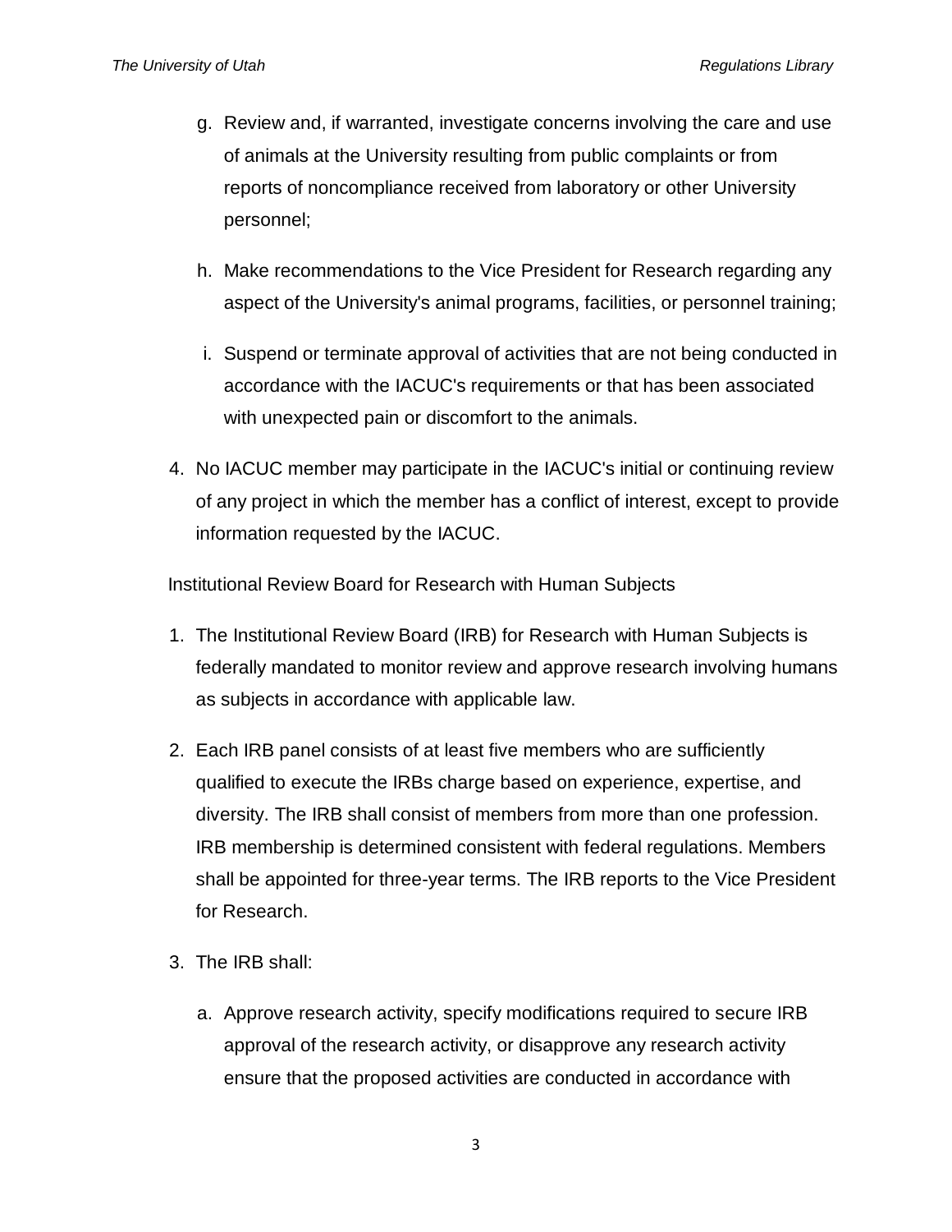g. Review and, if warranted, investigate concerns involving the care and use of animals at the University resulting from public complaints or from reports of noncompliance received from laboratory or other University personnel;

h. Make recommendations to the Vice President for Research regarding any aspect of the University's animal programs, facilities, or personnel training;

i. Suspend or terminate approval of activities that are not being conducted in accordance with the IACUC's requirements or that has been associated with unexpected pain or discomfort to the animals.

4. No IACUC member may participate in the IACUC's initial or continuing review of any project in which the member has a conflict of interest, except to provide information requested by the IACUC.

Institutional Review Board for Research with Human Subjects

1. The Institutional Review Board (IRB) for Research with Human Subjects is federally mandated to monitor review and approve research involving humans as subjects in accordance with applicable law.

2. Each IRB panel consists of at least five members who are sufficiently qualified to execute the IRBs charge based on experience, expertise, and diversity. The IRB shall consist of members from more than one profession. IRB membership is determined consistent with federal regulations. Members shall be appointed for three-year terms. The IRB reports to the Vice President for Research.

3. The IRB shall:

   a. Approve research activity, specify modifications required to secure IRB approval of the research activity, or disapprove any research activity ensure that the proposed activities are conducted in accordance with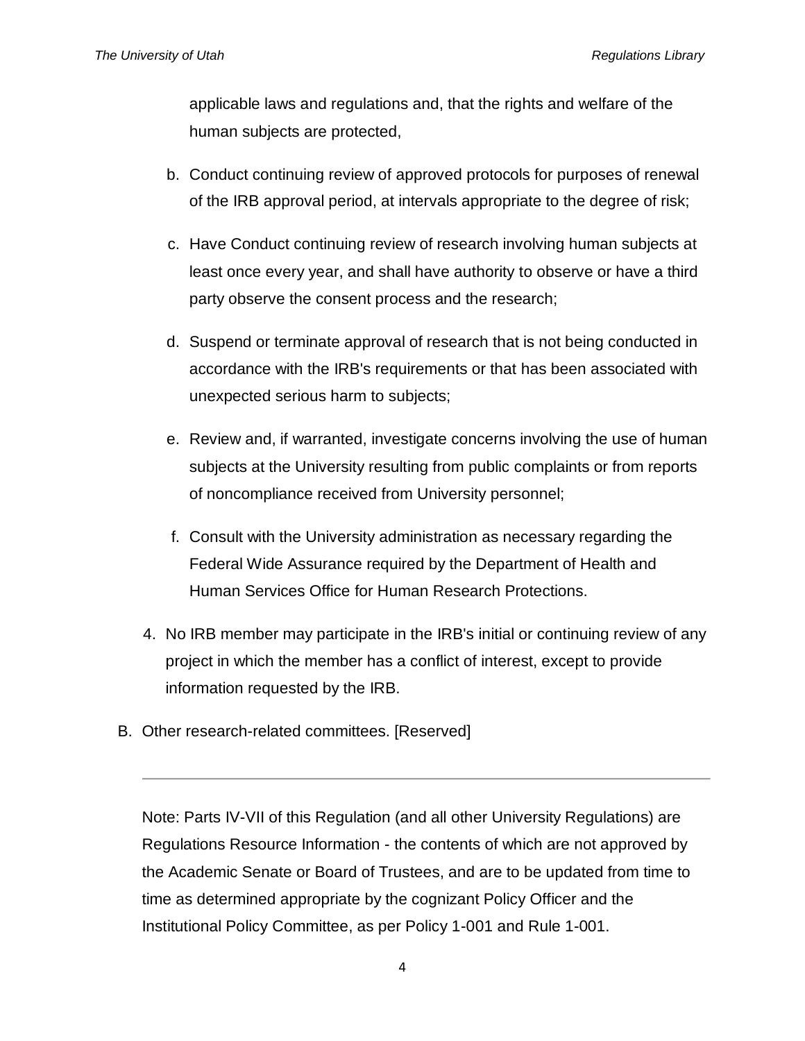applicable laws and regulations and, that the rights and welfare of the human subjects are protected,

b. Conduct continuing review of approved protocols for purposes of renewal of the IRB approval period, at intervals appropriate to the degree of risk;

c. Have Conduct continuing review of research involving human subjects at least once every year, and shall have authority to observe or have a third party observe the consent process and the research;

d. Suspend or terminate approval of research that is not being conducted in accordance with the IRB's requirements or that has been associated with unexpected serious harm to subjects;

e. Review and, if warranted, investigate concerns involving the use of human subjects at the University resulting from public complaints or from reports of noncompliance received from University personnel;

f. Consult with the University administration as necessary regarding the Federal Wide Assurance required by the Department of Health and Human Services Office for Human Research Protections.

4. No IRB member may participate in the IRB's initial or continuing review of any project in which the member has a conflict of interest, except to provide information requested by the IRB.

B. Other research-related committees. [Reserved]

---

Note: Parts IV-VII of this Regulation (and all other University Regulations) are Regulations Resource Information - the contents of which are not approved by the Academic Senate or Board of Trustees, and are to be updated from time to time as determined appropriate by the cognizant Policy Officer and the Institutional Policy Committee, as per Policy 1-001 and Rule 1-001.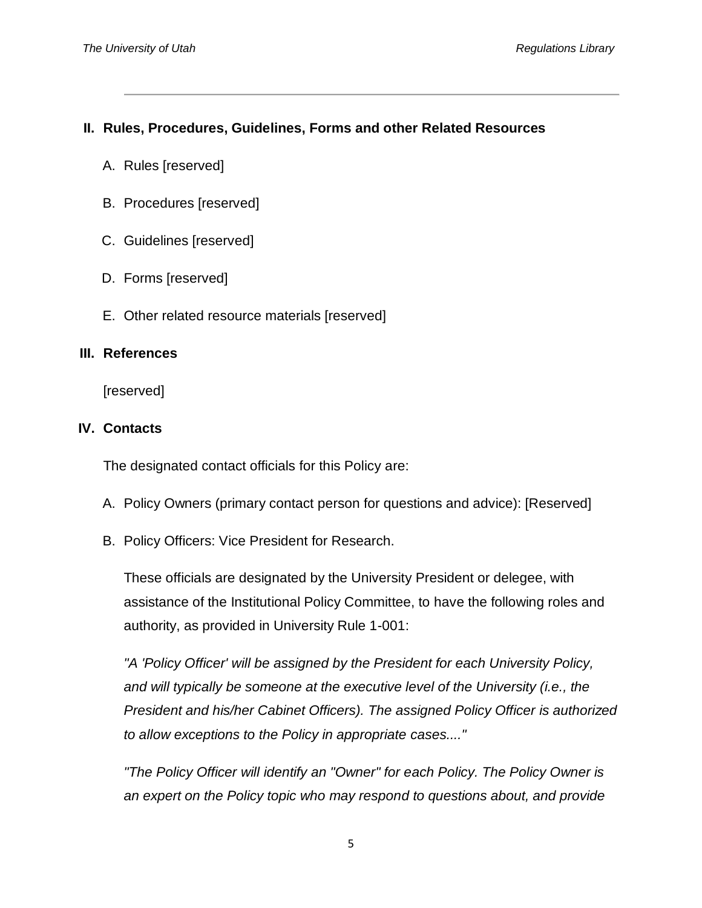## II. Rules, Procedures, Guidelines, Forms and other Related Resources

A. Rules [reserved]

B. Procedures [reserved]

C. Guidelines [reserved]

D. Forms [reserved]

E. Other related resource materials [reserved]

## III. References

[reserved]

## IV. Contacts

The designated contact officials for this Policy are:

A. Policy Owners (primary contact person for questions and advice): [Reserved]

B. Policy Officers: Vice President for Research.

These officials are designated by the University President or delegee, with assistance of the Institutional Policy Committee, to have the following roles and authority, as provided in University Rule 1-001:

*"A 'Policy Officer' will be assigned by the President for each University Policy, and will typically be someone at the executive level of the University (i.e., the President and his/her Cabinet Officers). The assigned Policy Officer is authorized to allow exceptions to the Policy in appropriate cases...."*

*"The Policy Officer will identify an "Owner" for each Policy. The Policy Owner is an expert on the Policy topic who may respond to questions about, and provide*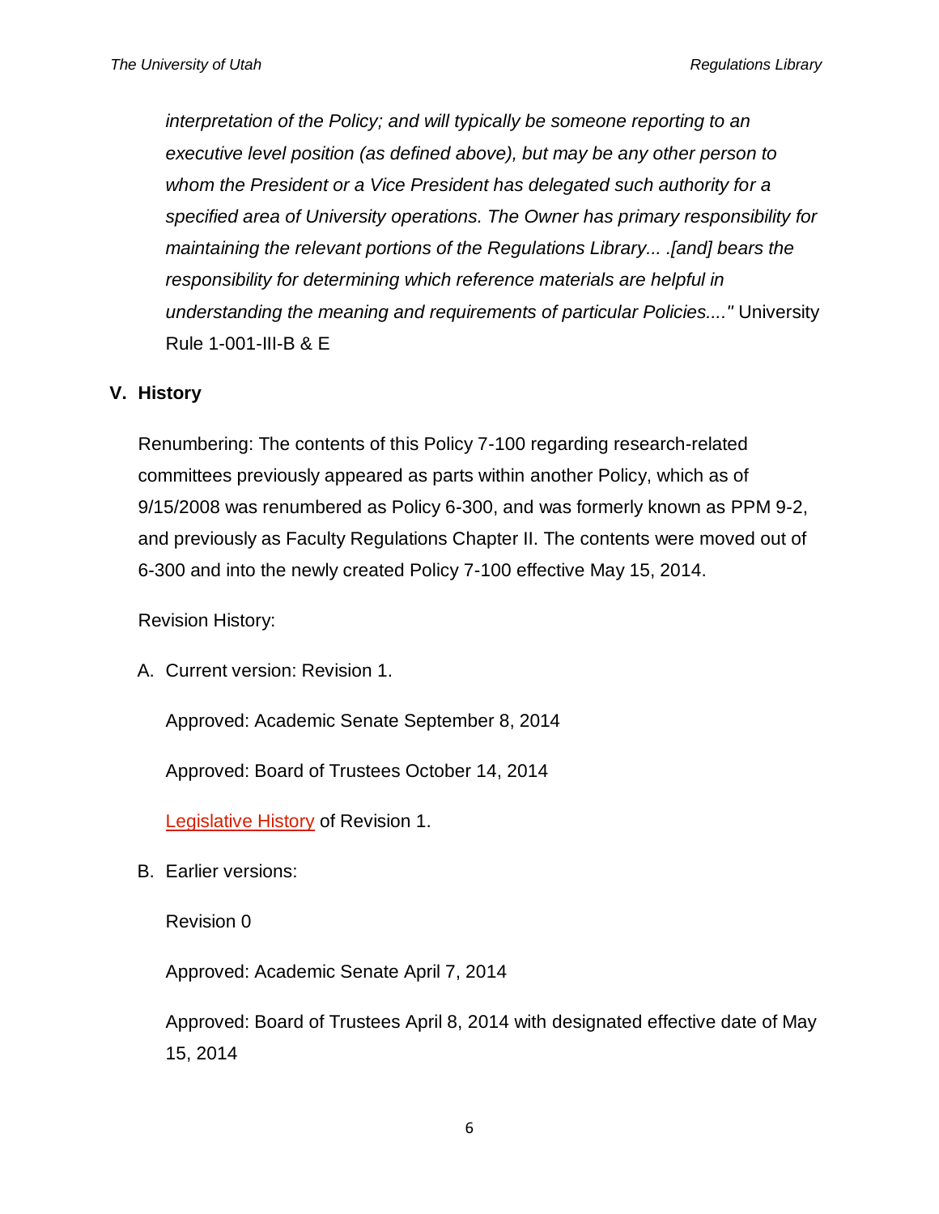*interpretation of the Policy; and will typically be someone reporting to an executive level position (as defined above), but may be any other person to whom the President or a Vice President has delegated such authority for a specified area of University operations. The Owner has primary responsibility for maintaining the relevant portions of the Regulations Library... .[and] bears the responsibility for determining which reference materials are helpful in understanding the meaning and requirements of particular Policies...."* University Rule 1-001-III-B & E

## V. History

Renumbering: The contents of this Policy 7-100 regarding research-related committees previously appeared as parts within another Policy, which as of 9/15/2008 was renumbered as Policy 6-300, and was formerly known as PPM 9-2, and previously as Faculty Regulations Chapter II. The contents were moved out of 6-300 and into the newly created Policy 7-100 effective May 15, 2014.

Revision History:

A. Current version: Revision 1.

   Approved: Academic Senate September 8, 2014

   Approved: Board of Trustees October 14, 2014

   Legislative History of Revision 1.

B. Earlier versions:

   Revision 0

   Approved: Academic Senate April 7, 2014

   Approved: Board of Trustees April 8, 2014 with designated effective date of May 15, 2014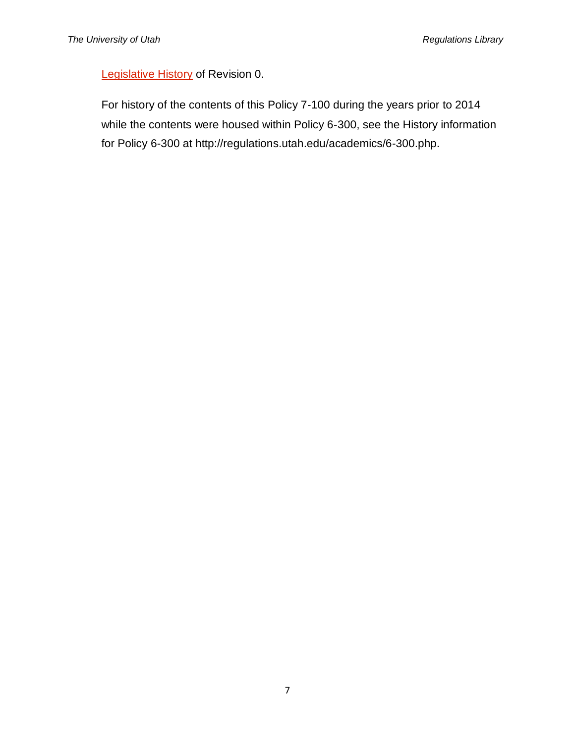Legislative History of Revision 0.

For history of the contents of this Policy 7-100 during the years prior to 2014 while the contents were housed within Policy 6-300, see the History information for Policy 6-300 at http://regulations.utah.edu/academics/6-300.php.